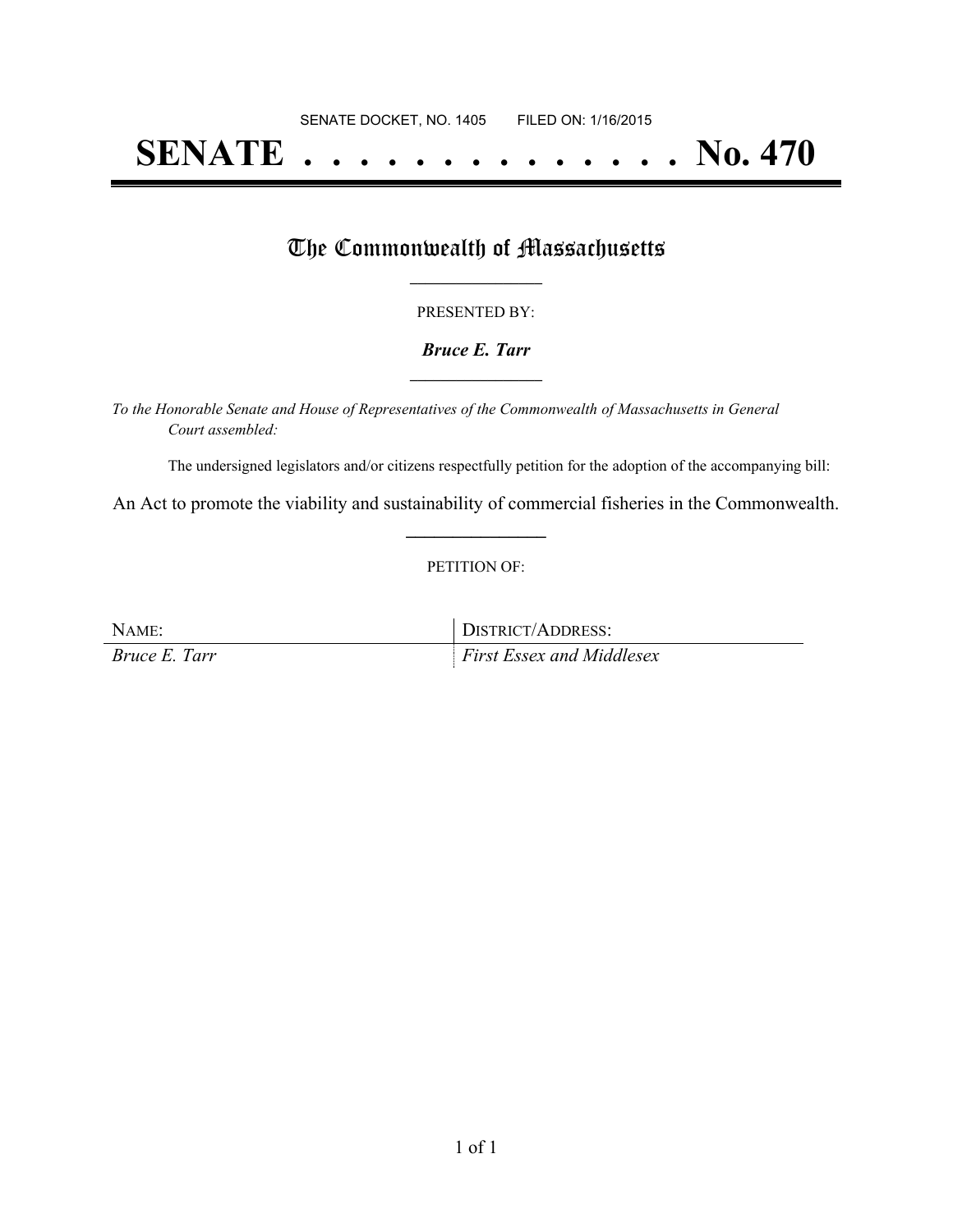SENATE DOCKET, NO. 1405        FILED ON: 1/16/2015

# SENATE . . . . . . . . . . . . . . No. 470

## The Commonwealth of Massachusetts

PRESENTED BY:

***Bruce E. Tarr***

*To the Honorable Senate and House of Representatives of the Commonwealth of Massachusetts in General Court assembled:*

The undersigned legislators and/or citizens respectfully petition for the adoption of the accompanying bill:

An Act to promote the viability and sustainability of commercial fisheries in the Commonwealth.

PETITION OF:

| NAME: | DISTRICT/ADDRESS: |
| --- | --- |
| *Bruce E. Tarr* | *First Essex and Middlesex* |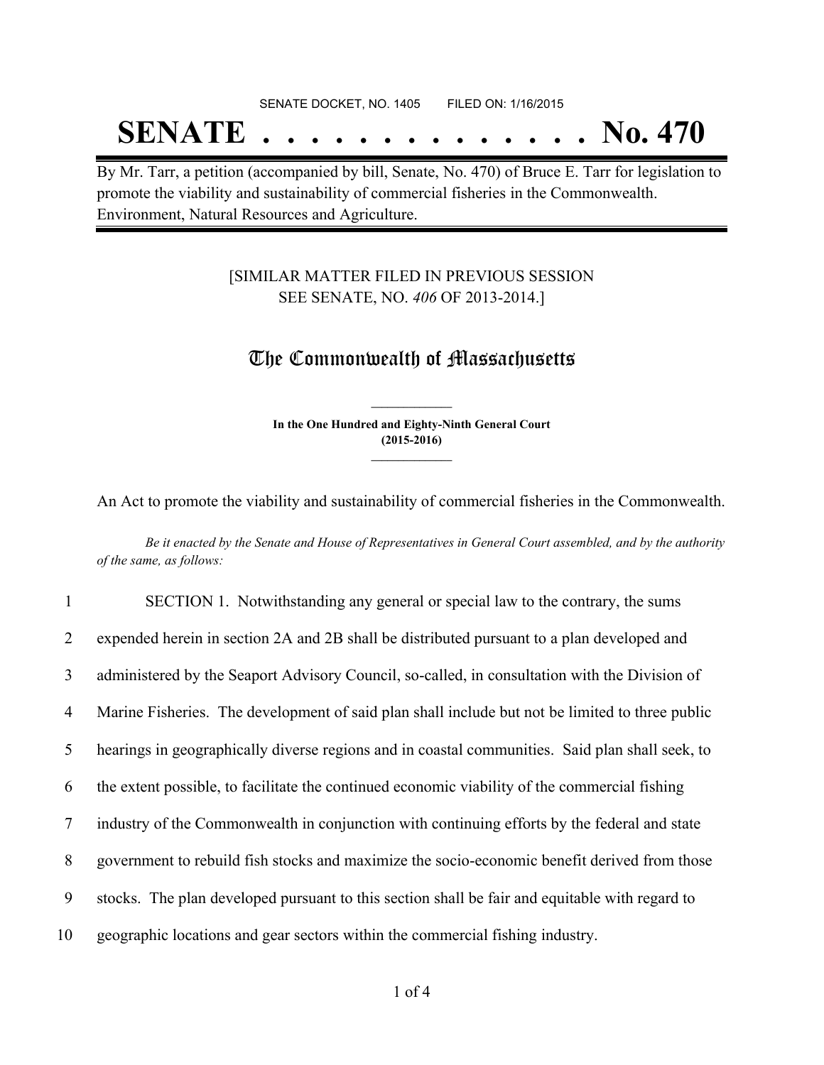SENATE DOCKET, NO. 1405 FILED ON: 1/16/2015

# SENATE . . . . . . . . . . . . . . No. 470

By Mr. Tarr, a petition (accompanied by bill, Senate, No. 470) of Bruce E. Tarr for legislation to promote the viability and sustainability of commercial fisheries in the Commonwealth. Environment, Natural Resources and Agriculture.

[SIMILAR MATTER FILED IN PREVIOUS SESSION SEE SENATE, NO. *406* OF 2013-2014.]

## The Commonwealth of Massachusetts

**In the One Hundred and Eighty-Ninth General Court (2015-2016)**

An Act to promote the viability and sustainability of commercial fisheries in the Commonwealth.

*Be it enacted by the Senate and House of Representatives in General Court assembled, and by the authority of the same, as follows:*

1 SECTION 1. Notwithstanding any general or special law to the contrary, the sums
2 expended herein in section 2A and 2B shall be distributed pursuant to a plan developed and
3 administered by the Seaport Advisory Council, so-called, in consultation with the Division of
4 Marine Fisheries. The development of said plan shall include but not be limited to three public
5 hearings in geographically diverse regions and in coastal communities. Said plan shall seek, to
6 the extent possible, to facilitate the continued economic viability of the commercial fishing
7 industry of the Commonwealth in conjunction with continuing efforts by the federal and state
8 government to rebuild fish stocks and maximize the socio-economic benefit derived from those
9 stocks. The plan developed pursuant to this section shall be fair and equitable with regard to
10 geographic locations and gear sectors within the commercial fishing industry.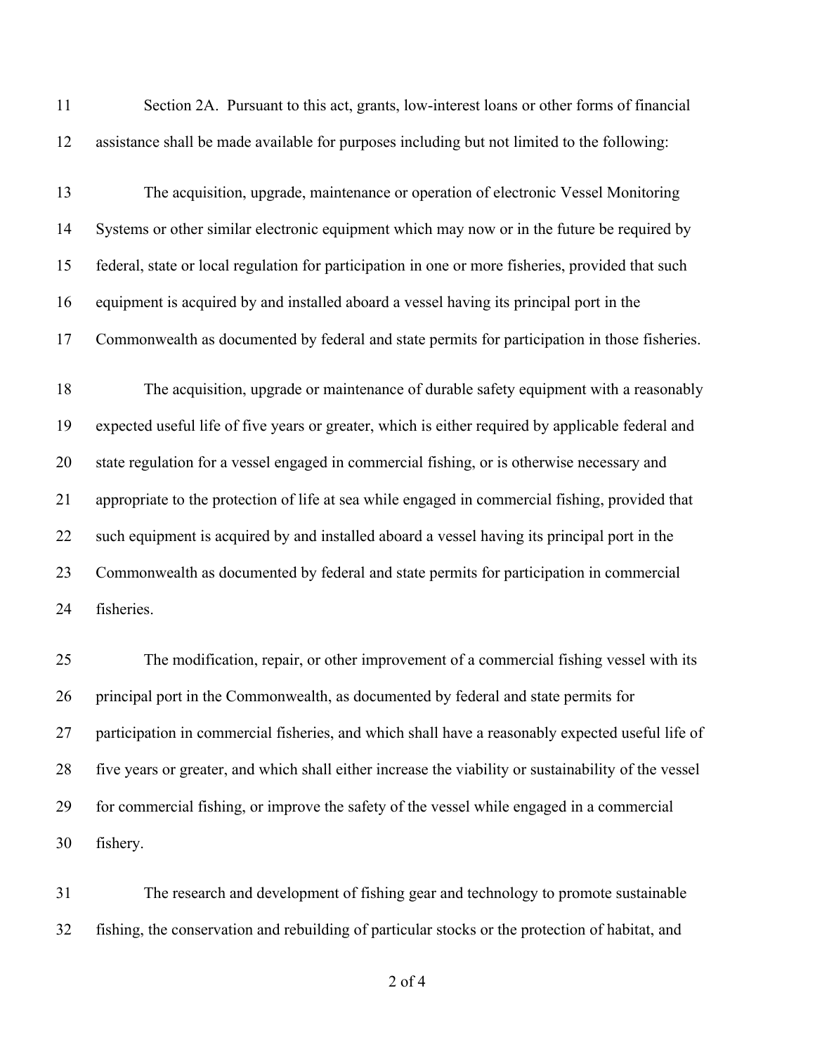Section 2A. Pursuant to this act, grants, low-interest loans or other forms of financial assistance shall be made available for purposes including but not limited to the following:

The acquisition, upgrade, maintenance or operation of electronic Vessel Monitoring Systems or other similar electronic equipment which may now or in the future be required by federal, state or local regulation for participation in one or more fisheries, provided that such equipment is acquired by and installed aboard a vessel having its principal port in the Commonwealth as documented by federal and state permits for participation in those fisheries.

The acquisition, upgrade or maintenance of durable safety equipment with a reasonably expected useful life of five years or greater, which is either required by applicable federal and state regulation for a vessel engaged in commercial fishing, or is otherwise necessary and appropriate to the protection of life at sea while engaged in commercial fishing, provided that such equipment is acquired by and installed aboard a vessel having its principal port in the Commonwealth as documented by federal and state permits for participation in commercial fisheries.

The modification, repair, or other improvement of a commercial fishing vessel with its principal port in the Commonwealth, as documented by federal and state permits for participation in commercial fisheries, and which shall have a reasonably expected useful life of five years or greater, and which shall either increase the viability or sustainability of the vessel for commercial fishing, or improve the safety of the vessel while engaged in a commercial fishery.

The research and development of fishing gear and technology to promote sustainable fishing, the conservation and rebuilding of particular stocks or the protection of habitat, and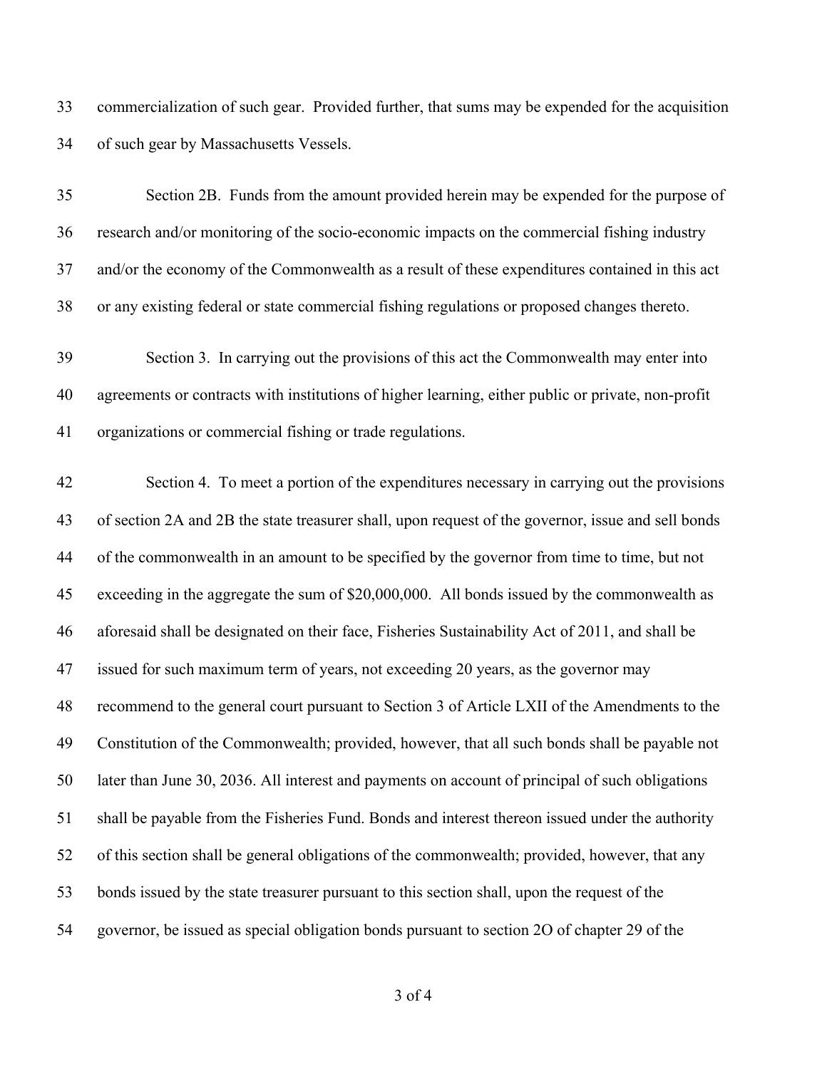commercialization of such gear. Provided further, that sums may be expended for the acquisition of such gear by Massachusetts Vessels.

Section 2B. Funds from the amount provided herein may be expended for the purpose of research and/or monitoring of the socio-economic impacts on the commercial fishing industry and/or the economy of the Commonwealth as a result of these expenditures contained in this act or any existing federal or state commercial fishing regulations or proposed changes thereto.

Section 3. In carrying out the provisions of this act the Commonwealth may enter into agreements or contracts with institutions of higher learning, either public or private, non-profit organizations or commercial fishing or trade regulations.

Section 4. To meet a portion of the expenditures necessary in carrying out the provisions of section 2A and 2B the state treasurer shall, upon request of the governor, issue and sell bonds of the commonwealth in an amount to be specified by the governor from time to time, but not exceeding in the aggregate the sum of $20,000,000. All bonds issued by the commonwealth as aforesaid shall be designated on their face, Fisheries Sustainability Act of 2011, and shall be issued for such maximum term of years, not exceeding 20 years, as the governor may recommend to the general court pursuant to Section 3 of Article LXII of the Amendments to the Constitution of the Commonwealth; provided, however, that all such bonds shall be payable not later than June 30, 2036. All interest and payments on account of principal of such obligations shall be payable from the Fisheries Fund. Bonds and interest thereon issued under the authority of this section shall be general obligations of the commonwealth; provided, however, that any bonds issued by the state treasurer pursuant to this section shall, upon the request of the governor, be issued as special obligation bonds pursuant to section 2O of chapter 29 of the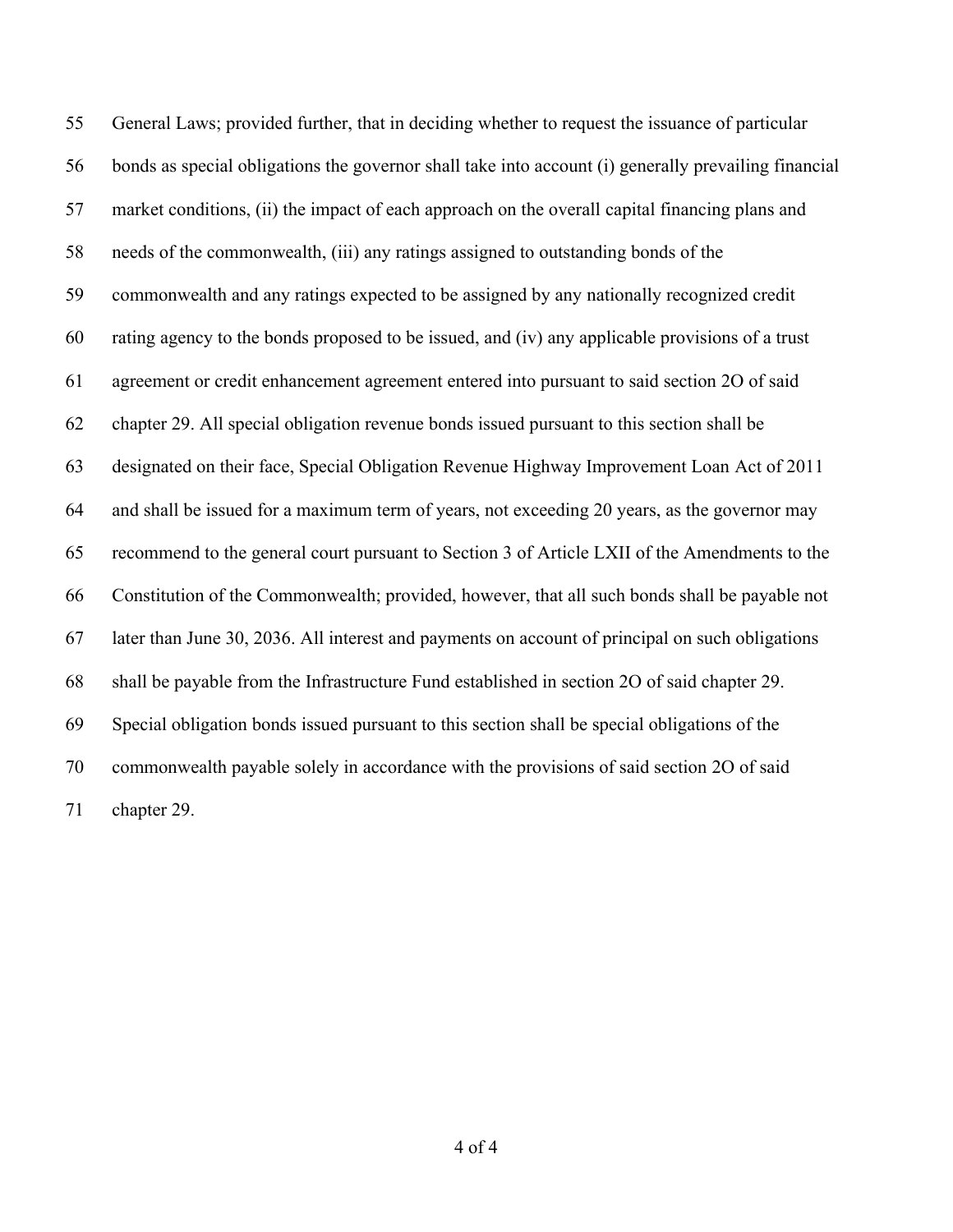General Laws; provided further, that in deciding whether to request the issuance of particular bonds as special obligations the governor shall take into account (i) generally prevailing financial market conditions, (ii) the impact of each approach on the overall capital financing plans and needs of the commonwealth, (iii) any ratings assigned to outstanding bonds of the commonwealth and any ratings expected to be assigned by any nationally recognized credit rating agency to the bonds proposed to be issued, and (iv) any applicable provisions of a trust agreement or credit enhancement agreement entered into pursuant to said section 2O of said chapter 29. All special obligation revenue bonds issued pursuant to this section shall be designated on their face, Special Obligation Revenue Highway Improvement Loan Act of 2011 and shall be issued for a maximum term of years, not exceeding 20 years, as the governor may recommend to the general court pursuant to Section 3 of Article LXII of the Amendments to the Constitution of the Commonwealth; provided, however, that all such bonds shall be payable not later than June 30, 2036. All interest and payments on account of principal on such obligations shall be payable from the Infrastructure Fund established in section 2O of said chapter 29. Special obligation bonds issued pursuant to this section shall be special obligations of the commonwealth payable solely in accordance with the provisions of said section 2O of said chapter 29.